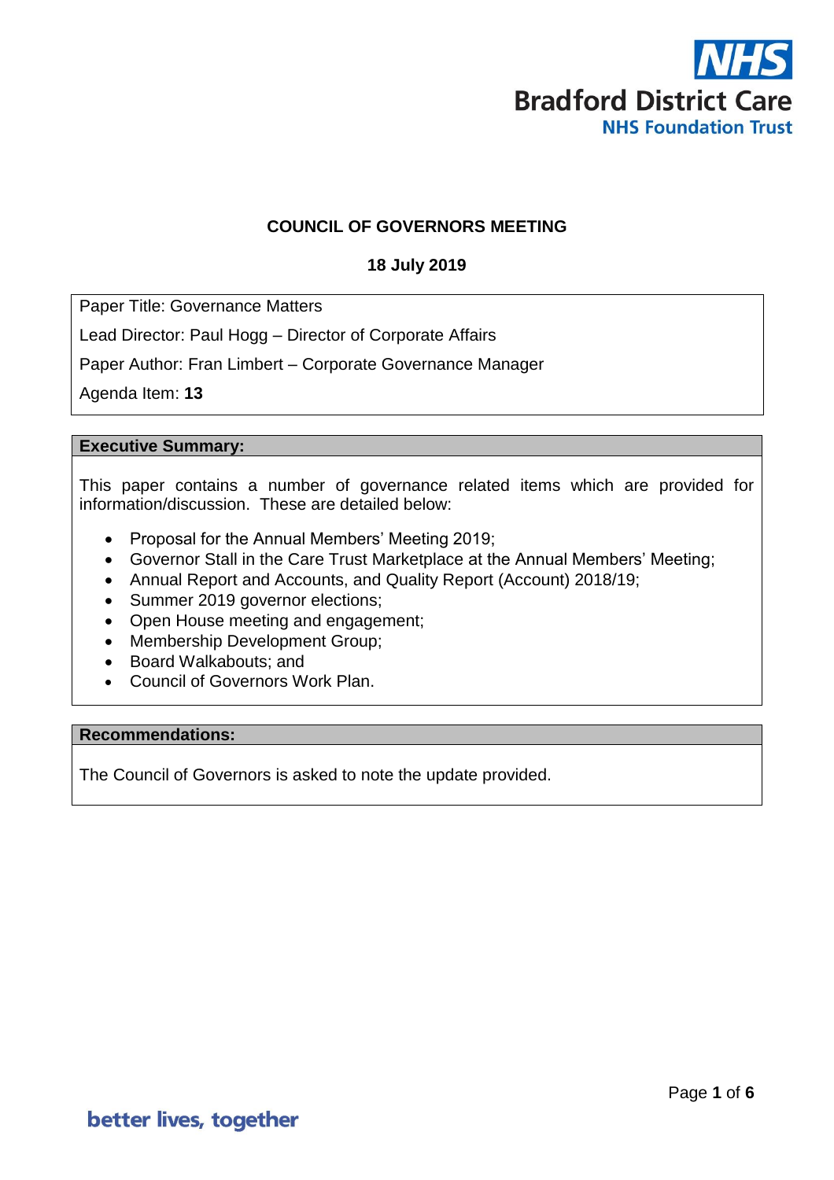Bradford District Care
NHS Foundation Trust

# COUNCIL OF GOVERNORS MEETING

**18 July 2019**

Paper Title: Governance Matters

Lead Director: Paul Hogg – Director of Corporate Affairs

Paper Author: Fran Limbert – Corporate Governance Manager

Agenda Item: **13**

## Executive Summary:

This paper contains a number of governance related items which are provided for information/discussion. These are detailed below:

- Proposal for the Annual Members' Meeting 2019;
- Governor Stall in the Care Trust Marketplace at the Annual Members' Meeting;
- Annual Report and Accounts, and Quality Report (Account) 2018/19;
- Summer 2019 governor elections;
- Open House meeting and engagement;
- Membership Development Group;
- Board Walkabouts; and
- Council of Governors Work Plan.

## Recommendations:

The Council of Governors is asked to note the update provided.

better lives, together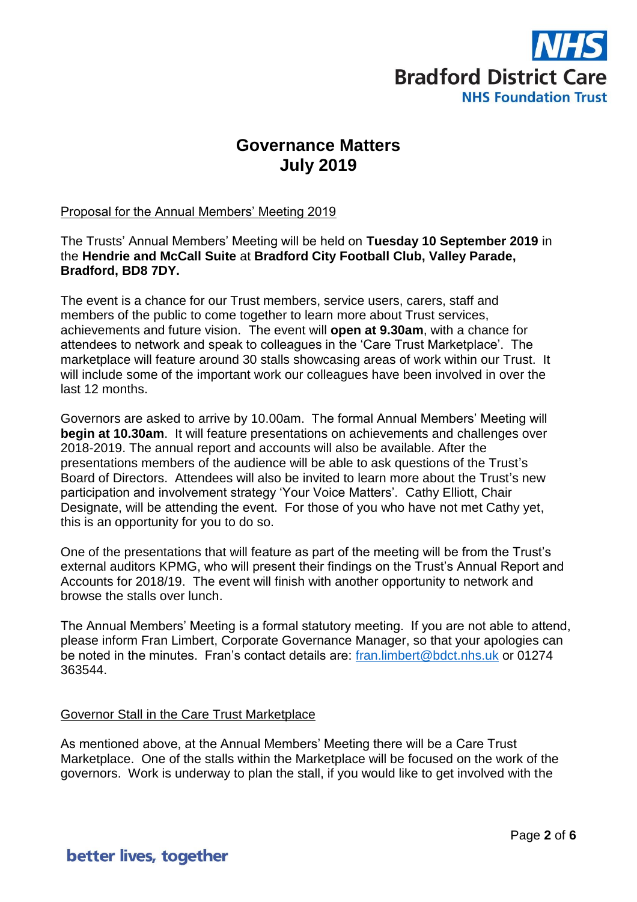# Governance Matters
# July 2019

## Proposal for the Annual Members' Meeting 2019

The Trusts' Annual Members' Meeting will be held on **Tuesday 10 September 2019** in the **Hendrie and McCall Suite** at **Bradford City Football Club, Valley Parade, Bradford, BD8 7DY.**

The event is a chance for our Trust members, service users, carers, staff and members of the public to come together to learn more about Trust services, achievements and future vision. The event will **open at 9.30am**, with a chance for attendees to network and speak to colleagues in the 'Care Trust Marketplace'. The marketplace will feature around 30 stalls showcasing areas of work within our Trust. It will include some of the important work our colleagues have been involved in over the last 12 months.

Governors are asked to arrive by 10.00am. The formal Annual Members' Meeting will **begin at 10.30am**. It will feature presentations on achievements and challenges over 2018-2019. The annual report and accounts will also be available. After the presentations members of the audience will be able to ask questions of the Trust's Board of Directors. Attendees will also be invited to learn more about the Trust's new participation and involvement strategy 'Your Voice Matters'. Cathy Elliott, Chair Designate, will be attending the event. For those of you who have not met Cathy yet, this is an opportunity for you to do so.

One of the presentations that will feature as part of the meeting will be from the Trust's external auditors KPMG, who will present their findings on the Trust's Annual Report and Accounts for 2018/19. The event will finish with another opportunity to network and browse the stalls over lunch.

The Annual Members' Meeting is a formal statutory meeting. If you are not able to attend, please inform Fran Limbert, Corporate Governance Manager, so that your apologies can be noted in the minutes. Fran's contact details are: fran.limbert@bdct.nhs.uk or 01274 363544.

## Governor Stall in the Care Trust Marketplace

As mentioned above, at the Annual Members' Meeting there will be a Care Trust Marketplace. One of the stalls within the Marketplace will be focused on the work of the governors. Work is underway to plan the stall, if you would like to get involved with the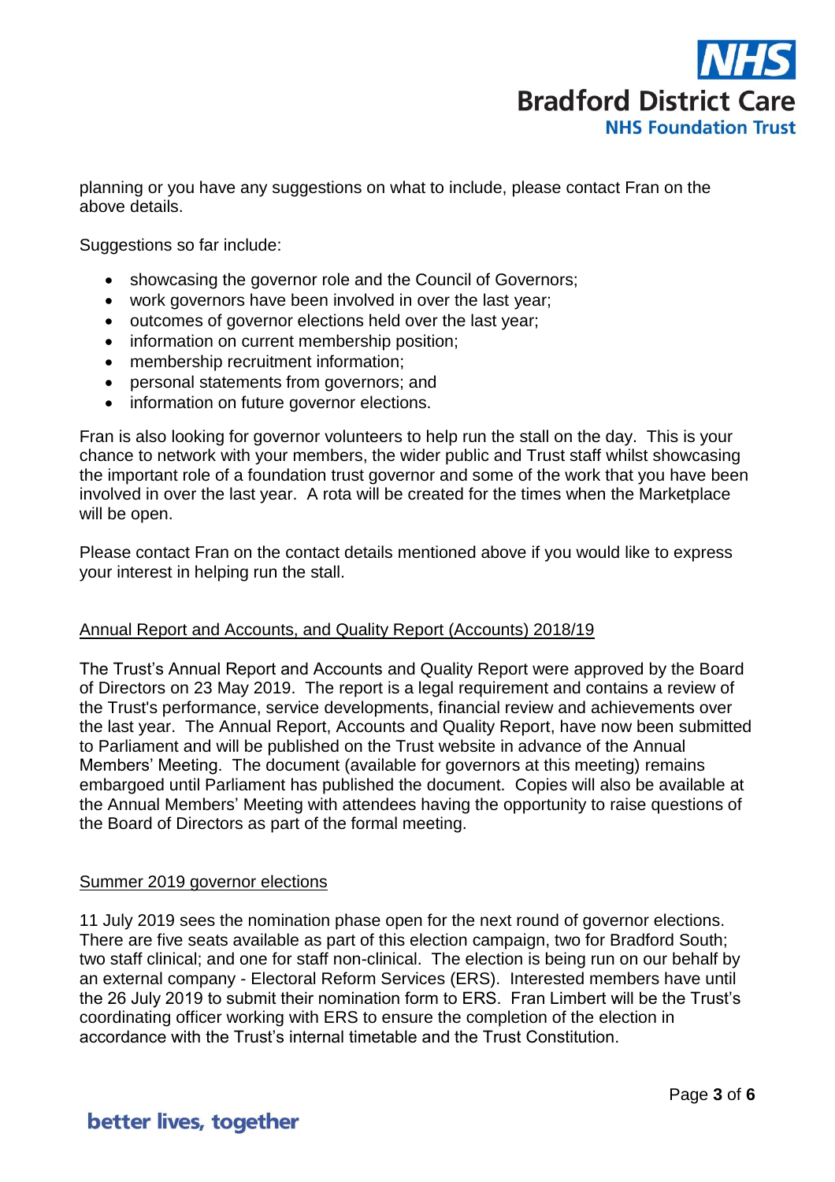planning or you have any suggestions on what to include, please contact Fran on the above details.

Suggestions so far include:

- showcasing the governor role and the Council of Governors;
- work governors have been involved in over the last year;
- outcomes of governor elections held over the last year;
- information on current membership position;
- membership recruitment information;
- personal statements from governors; and
- information on future governor elections.

Fran is also looking for governor volunteers to help run the stall on the day. This is your chance to network with your members, the wider public and Trust staff whilst showcasing the important role of a foundation trust governor and some of the work that you have been involved in over the last year. A rota will be created for the times when the Marketplace will be open.

Please contact Fran on the contact details mentioned above if you would like to express your interest in helping run the stall.

## Annual Report and Accounts, and Quality Report (Accounts) 2018/19

The Trust's Annual Report and Accounts and Quality Report were approved by the Board of Directors on 23 May 2019. The report is a legal requirement and contains a review of the Trust's performance, service developments, financial review and achievements over the last year. The Annual Report, Accounts and Quality Report, have now been submitted to Parliament and will be published on the Trust website in advance of the Annual Members' Meeting. The document (available for governors at this meeting) remains embargoed until Parliament has published the document. Copies will also be available at the Annual Members' Meeting with attendees having the opportunity to raise questions of the Board of Directors as part of the formal meeting.

## Summer 2019 governor elections

11 July 2019 sees the nomination phase open for the next round of governor elections. There are five seats available as part of this election campaign, two for Bradford South; two staff clinical; and one for staff non-clinical. The election is being run on our behalf by an external company - Electoral Reform Services (ERS). Interested members have until the 26 July 2019 to submit their nomination form to ERS. Fran Limbert will be the Trust's coordinating officer working with ERS to ensure the completion of the election in accordance with the Trust's internal timetable and the Trust Constitution.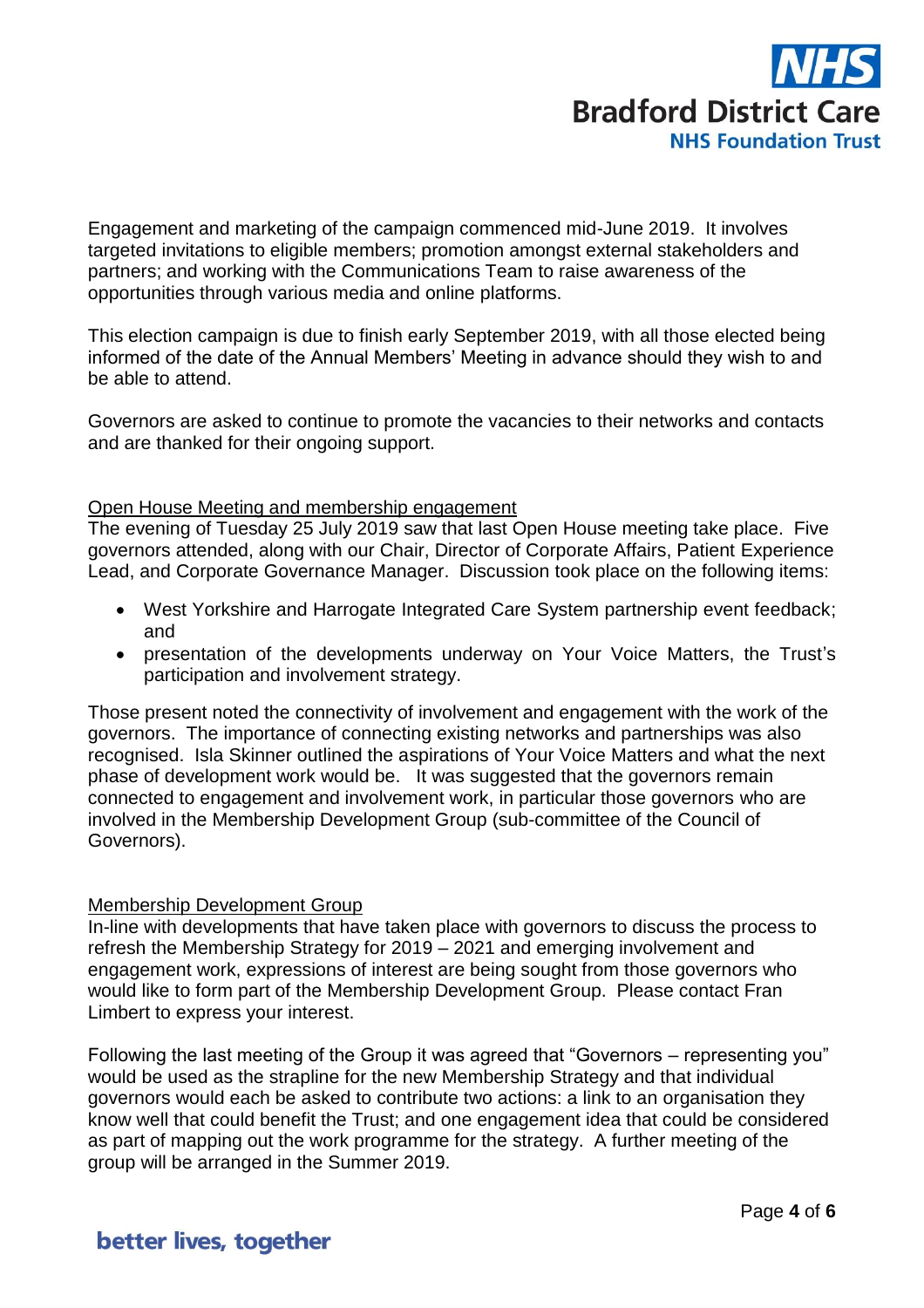Engagement and marketing of the campaign commenced mid-June 2019. It involves targeted invitations to eligible members; promotion amongst external stakeholders and partners; and working with the Communications Team to raise awareness of the opportunities through various media and online platforms.

This election campaign is due to finish early September 2019, with all those elected being informed of the date of the Annual Members' Meeting in advance should they wish to and be able to attend.

Governors are asked to continue to promote the vacancies to their networks and contacts and are thanked for their ongoing support.

<u>Open House Meeting and membership engagement</u>

The evening of Tuesday 25 July 2019 saw that last Open House meeting take place. Five governors attended, along with our Chair, Director of Corporate Affairs, Patient Experience Lead, and Corporate Governance Manager. Discussion took place on the following items:

- West Yorkshire and Harrogate Integrated Care System partnership event feedback; and
- presentation of the developments underway on Your Voice Matters, the Trust's participation and involvement strategy.

Those present noted the connectivity of involvement and engagement with the work of the governors. The importance of connecting existing networks and partnerships was also recognised. Isla Skinner outlined the aspirations of Your Voice Matters and what the next phase of development work would be. It was suggested that the governors remain connected to engagement and involvement work, in particular those governors who are involved in the Membership Development Group (sub-committee of the Council of Governors).

<u>Membership Development Group</u>

In-line with developments that have taken place with governors to discuss the process to refresh the Membership Strategy for 2019 – 2021 and emerging involvement and engagement work, expressions of interest are being sought from those governors who would like to form part of the Membership Development Group. Please contact Fran Limbert to express your interest.

Following the last meeting of the Group it was agreed that "Governors – representing you" would be used as the strapline for the new Membership Strategy and that individual governors would each be asked to contribute two actions: a link to an organisation they know well that could benefit the Trust; and one engagement idea that could be considered as part of mapping out the work programme for the strategy. A further meeting of the group will be arranged in the Summer 2019.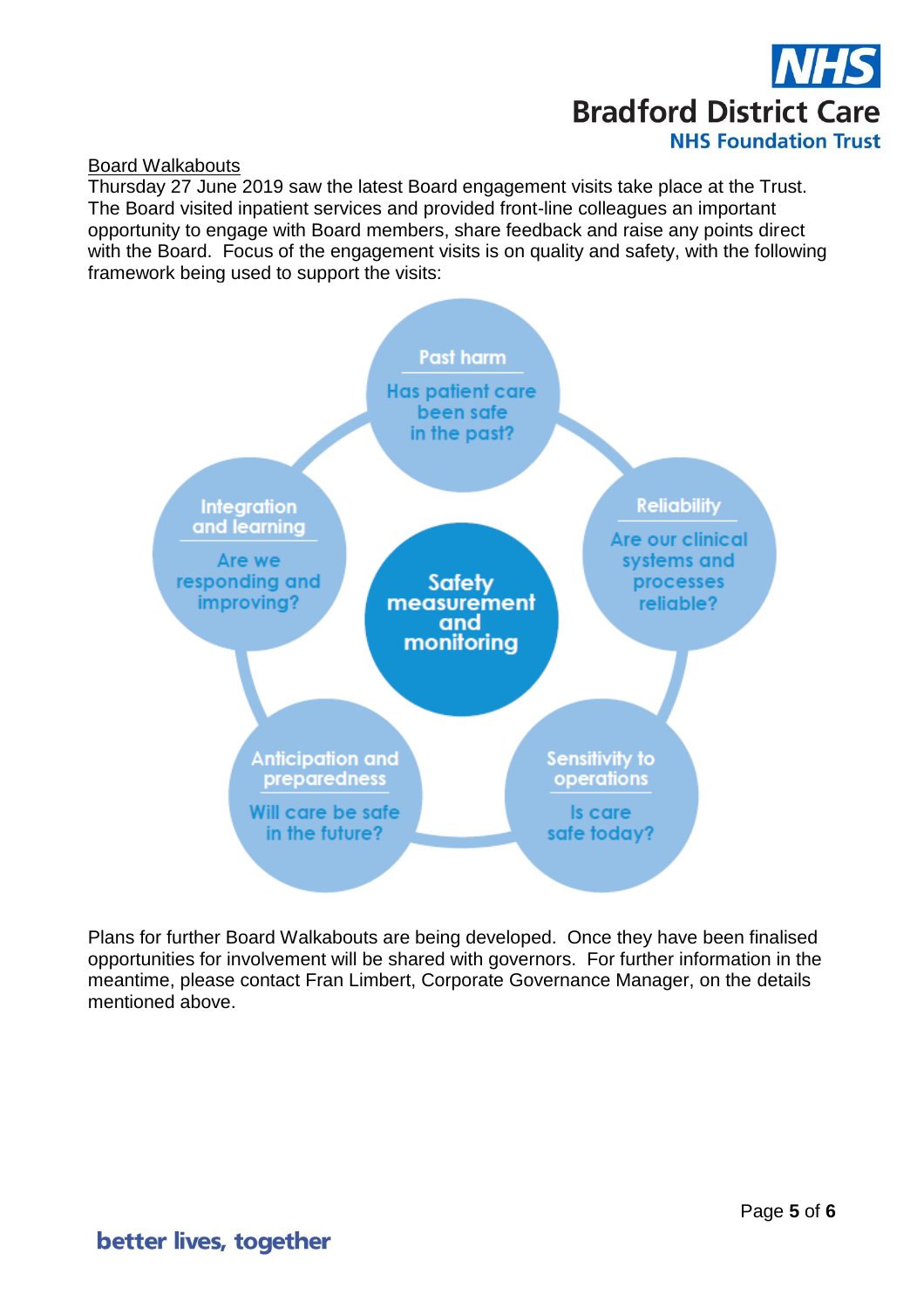## Board Walkabouts

Thursday 27 June 2019 saw the latest Board engagement visits take place at the Trust. The Board visited inpatient services and provided front-line colleagues an important opportunity to engage with Board members, share feedback and raise any points direct with the Board. Focus of the engagement visits is on quality and safety, with the following framework being used to support the visits:

**Safety measurement and monitoring**

- **Past harm** – Has patient care been safe in the past?
- **Reliability** – Are our clinical systems and processes reliable?
- **Sensitivity to operations** – Is care safe today?
- **Anticipation and preparedness** – Will care be safe in the future?
- **Integration and learning** – Are we responding and improving?

Plans for further Board Walkabouts are being developed. Once they have been finalised opportunities for involvement will be shared with governors. For further information in the meantime, please contact Fran Limbert, Corporate Governance Manager, on the details mentioned above.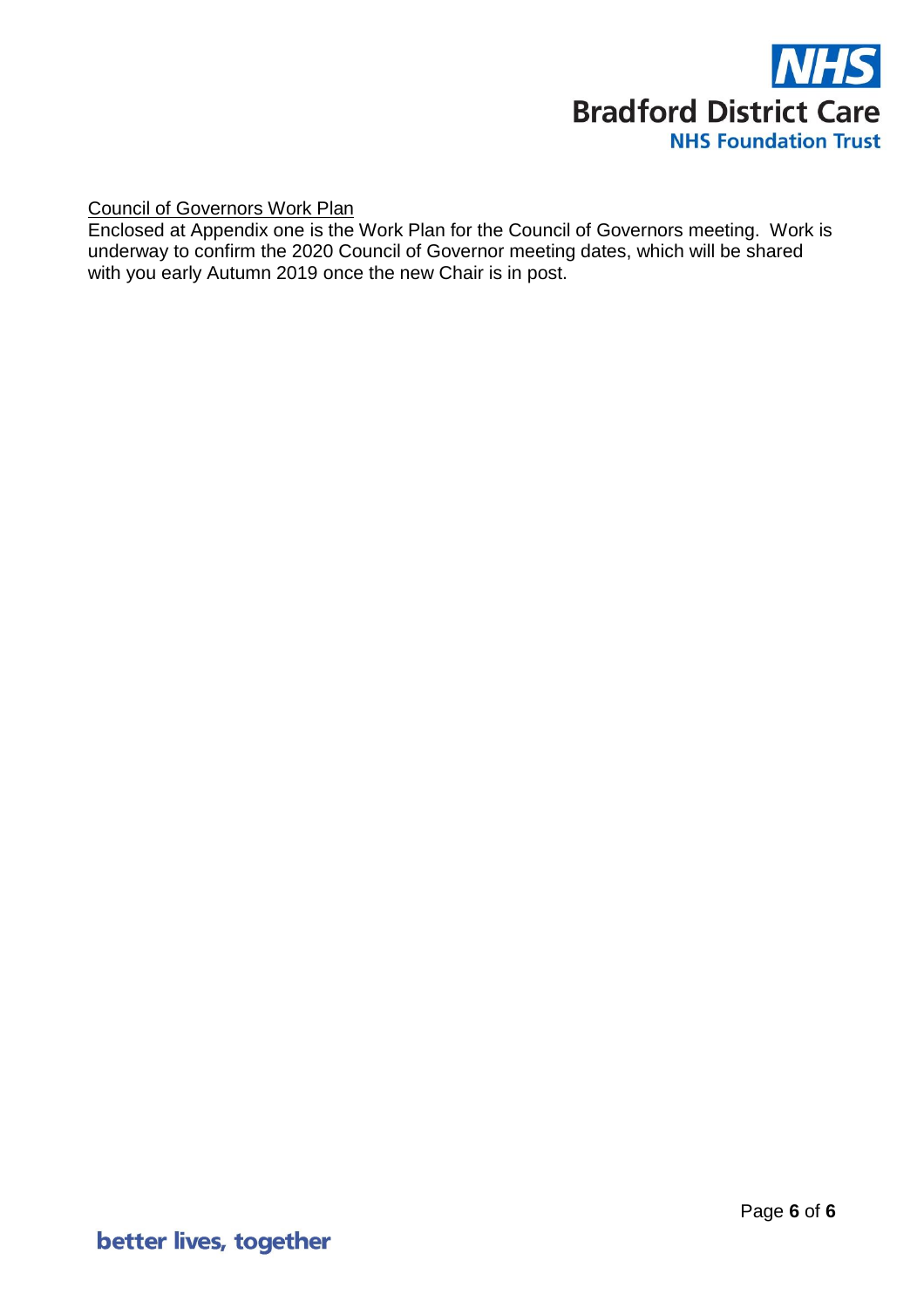Council of Governors Work Plan

Enclosed at Appendix one is the Work Plan for the Council of Governors meeting. Work is underway to confirm the 2020 Council of Governor meeting dates, which will be shared with you early Autumn 2019 once the new Chair is in post.